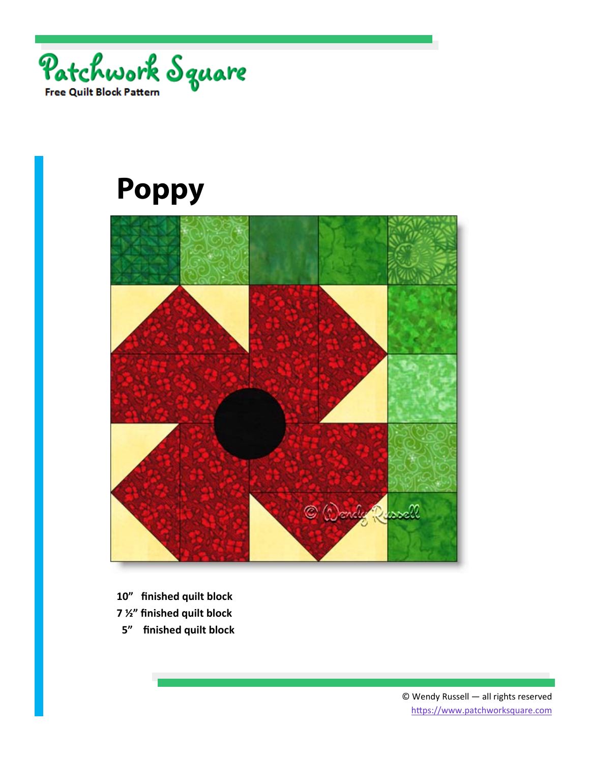Patchwork Square

Free Quilt Block Pattern

# Poppy

**10" finished quilt block**
**7 ½" finished quilt block**
**5" finished quilt block**

© Wendy Russell — all rights reserved
https://www.patchworksquare.com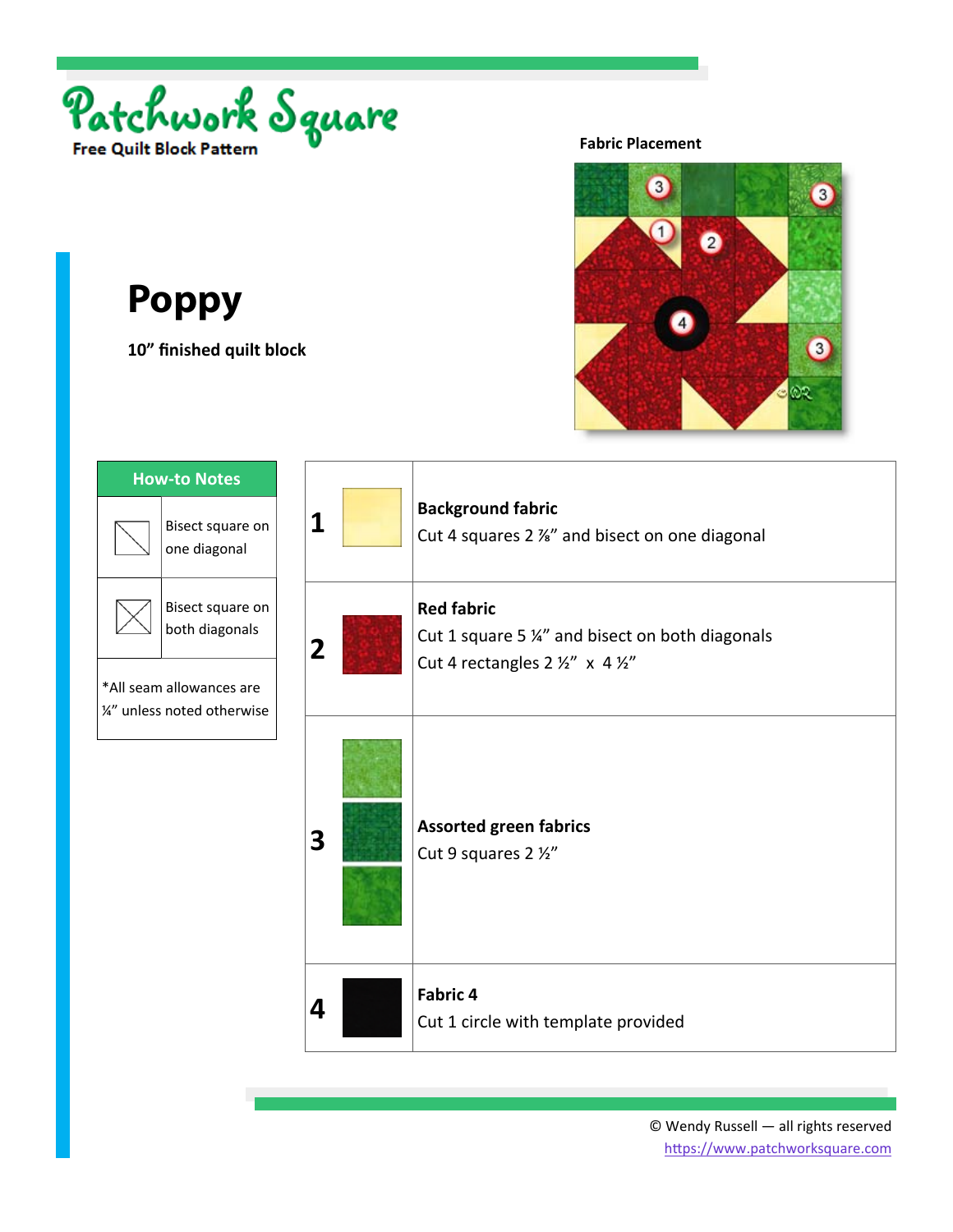Patchwork Square

Free Quilt Block Pattern

# Poppy

**10" finished quilt block**

**Fabric Placement**

| How-to Notes | |
|---|---|
| | Bisect square on one diagonal |
| | Bisect square on both diagonals |
| *All seam allowances are ¼" unless noted otherwise | |

| | | |
|---|---|---|
| 1 | | **Background fabric**<br>Cut 4 squares 2 ⅞" and bisect on one diagonal |
| 2 | | **Red fabric**<br>Cut 1 square 5 ¼" and bisect on both diagonals<br>Cut 4 rectangles 2 ½" x 4 ½" |
| 3 | | **Assorted green fabrics**<br>Cut 9 squares 2 ½" |
| 4 | | **Fabric 4**<br>Cut 1 circle with template provided |

© Wendy Russell — all rights reserved
https://www.patchworksquare.com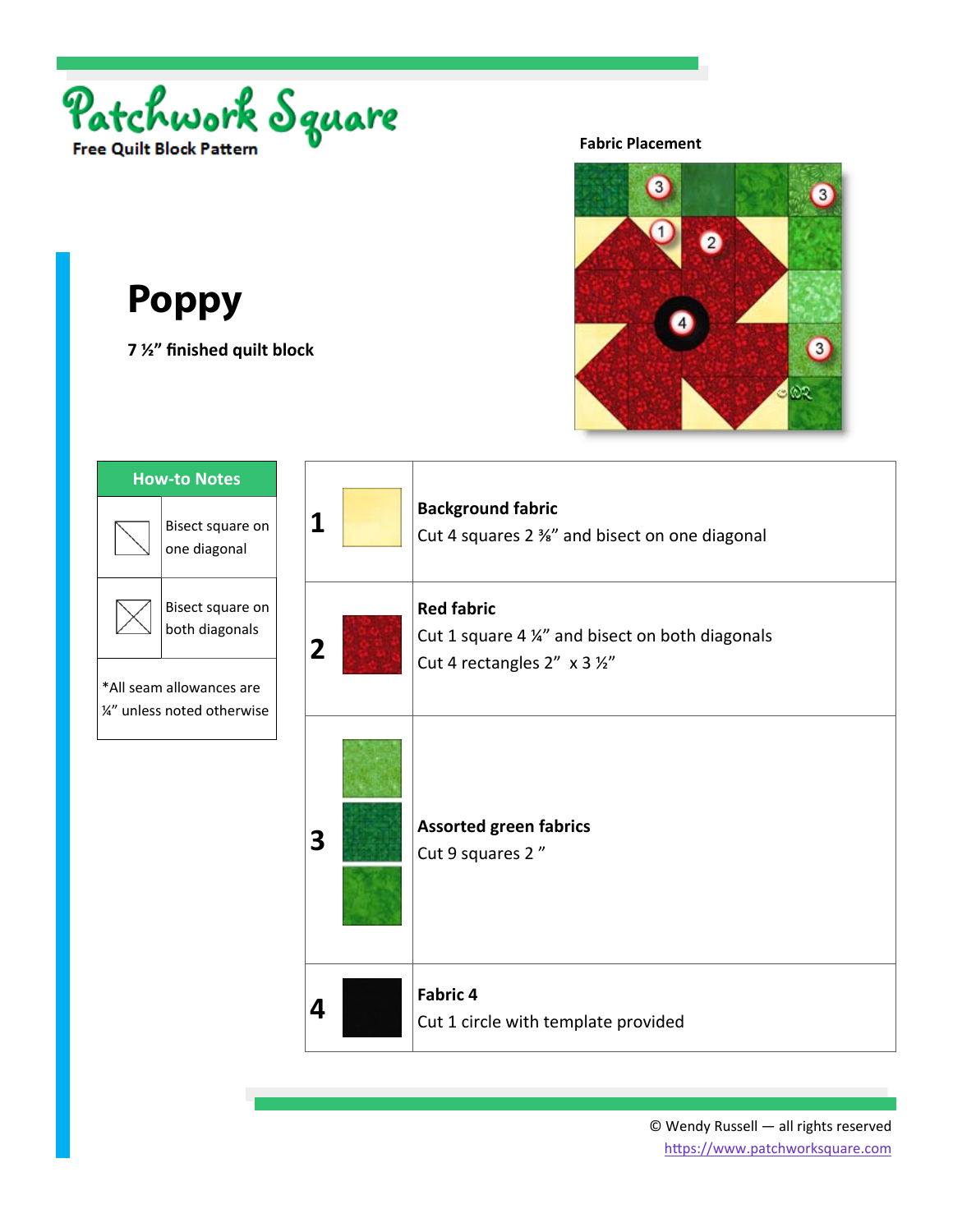Patchwork Square

Free Quilt Block Pattern

**Fabric Placement**

# Poppy

**7 ½" finished quilt block**

| How-to Notes | |
|---|---|
| | Bisect square on one diagonal |
| | Bisect square on both diagonals |
| *All seam allowances are ¼" unless noted otherwise | |

| | |
|---|---|
| 1 | **Background fabric**<br>Cut 4 squares 2 ⅜" and bisect on one diagonal |
| 2 | **Red fabric**<br>Cut 1 square 4 ¼" and bisect on both diagonals<br>Cut 4 rectangles 2" x 3 ½" |
| 3 | **Assorted green fabrics**<br>Cut 9 squares 2 " |
| 4 | **Fabric 4**<br>Cut 1 circle with template provided |

© Wendy Russell — all rights reserved
https://www.patchworksquare.com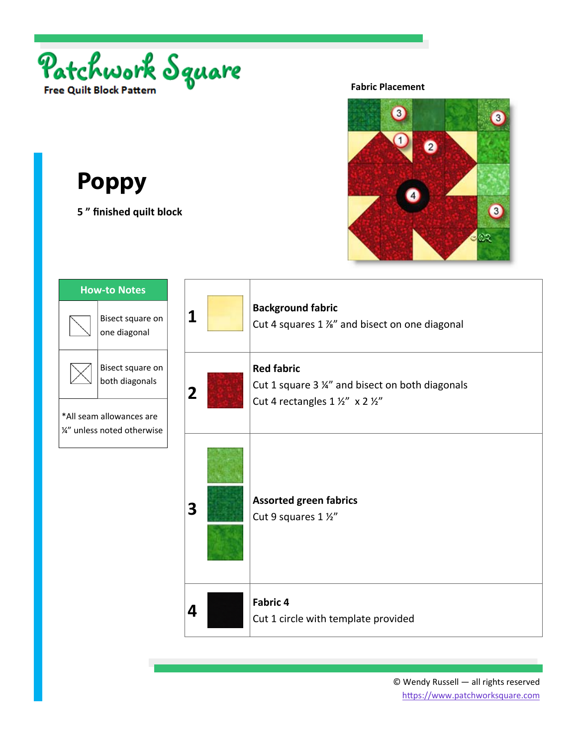Patchwork Square

Free Quilt Block Pattern

# Poppy

**5 " finished quilt block**

**Fabric Placement**

| How-to Notes | |
|---|---|
| | Bisect square on one diagonal |
| | Bisect square on both diagonals |
| *All seam allowances are ¼" unless noted otherwise | |

| | | |
|---|---|---|
| **1** | | **Background fabric**<br>Cut 4 squares 1 ⅞" and bisect on one diagonal |
| **2** | | **Red fabric**<br>Cut 1 square 3 ¼" and bisect on both diagonals<br>Cut 4 rectangles 1 ½" x 2 ½" |
| **3** | | **Assorted green fabrics**<br>Cut 9 squares 1 ½" |
| **4** | | **Fabric 4**<br>Cut 1 circle with template provided |

© Wendy Russell — all rights reserved
https://www.patchworksquare.com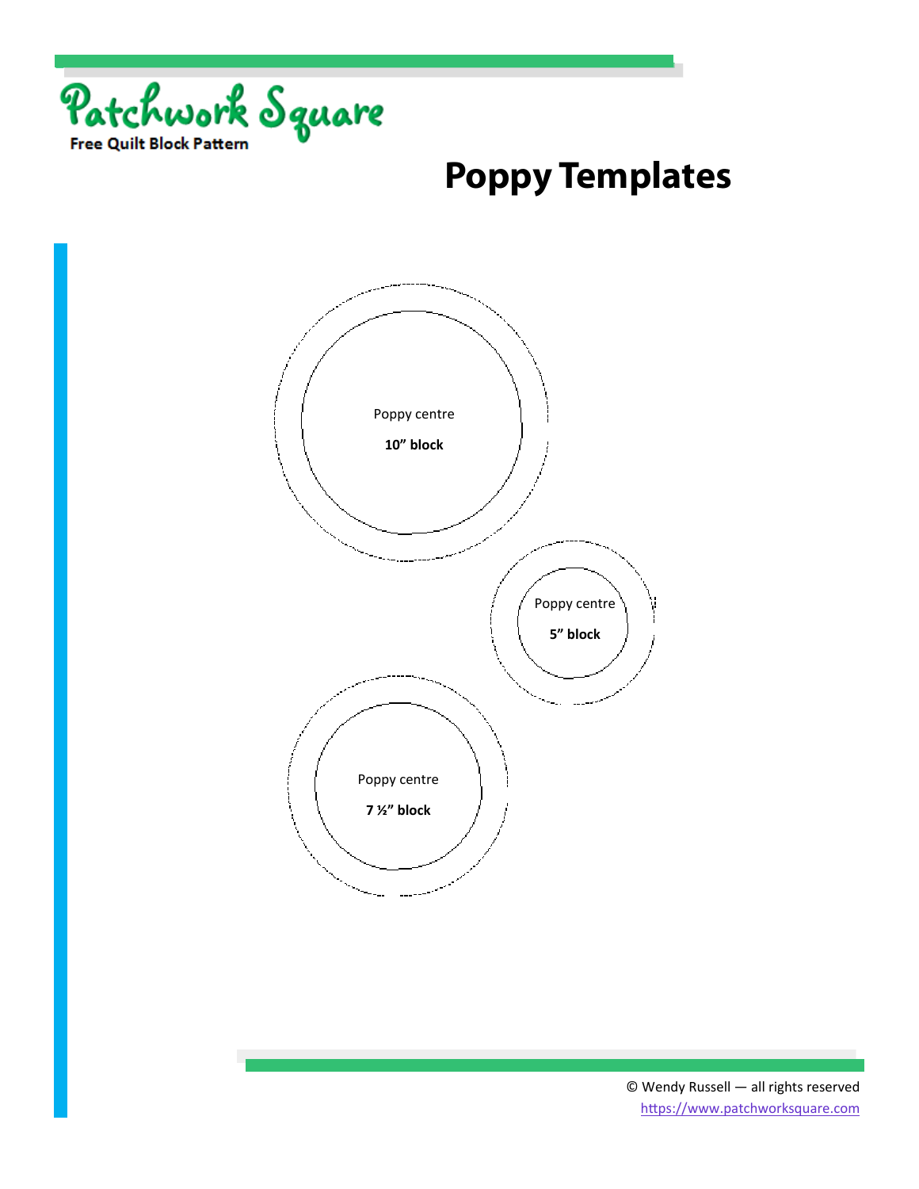Patchwork Square

Free Quilt Block Pattern

# Poppy Templates

Poppy centre

**10” block**

Poppy centre

**5” block**

Poppy centre

**7 ½” block**

© Wendy Russell — all rights reserved

https://www.patchworksquare.com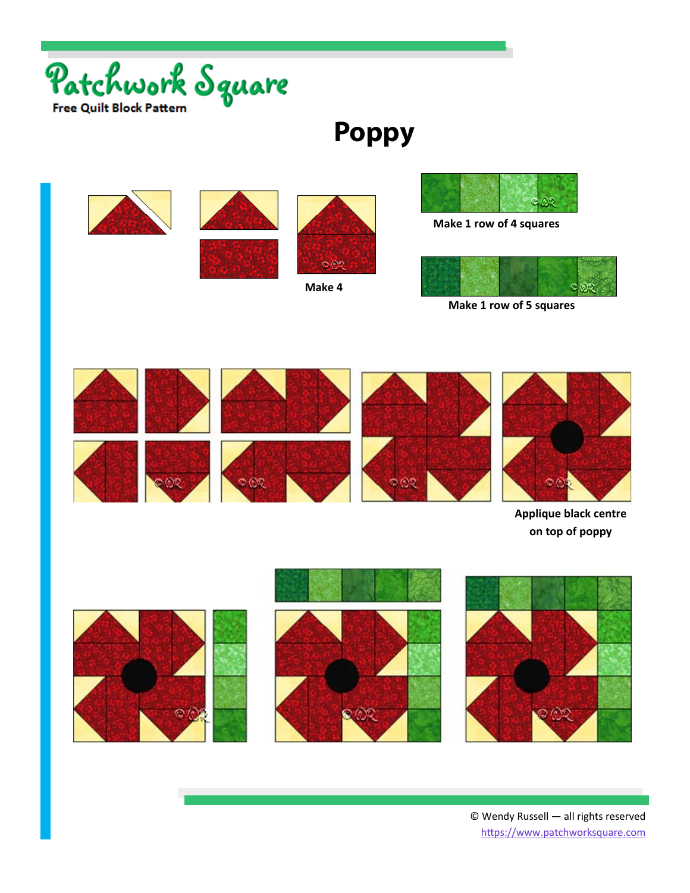Patchwork Square

Free Quilt Block Pattern

# Poppy

Make 4

Make 1 row of 4 squares

Make 1 row of 5 squares

Applique black centre on top of poppy

© Wendy Russell — all rights reserved

https://www.patchworksquare.com